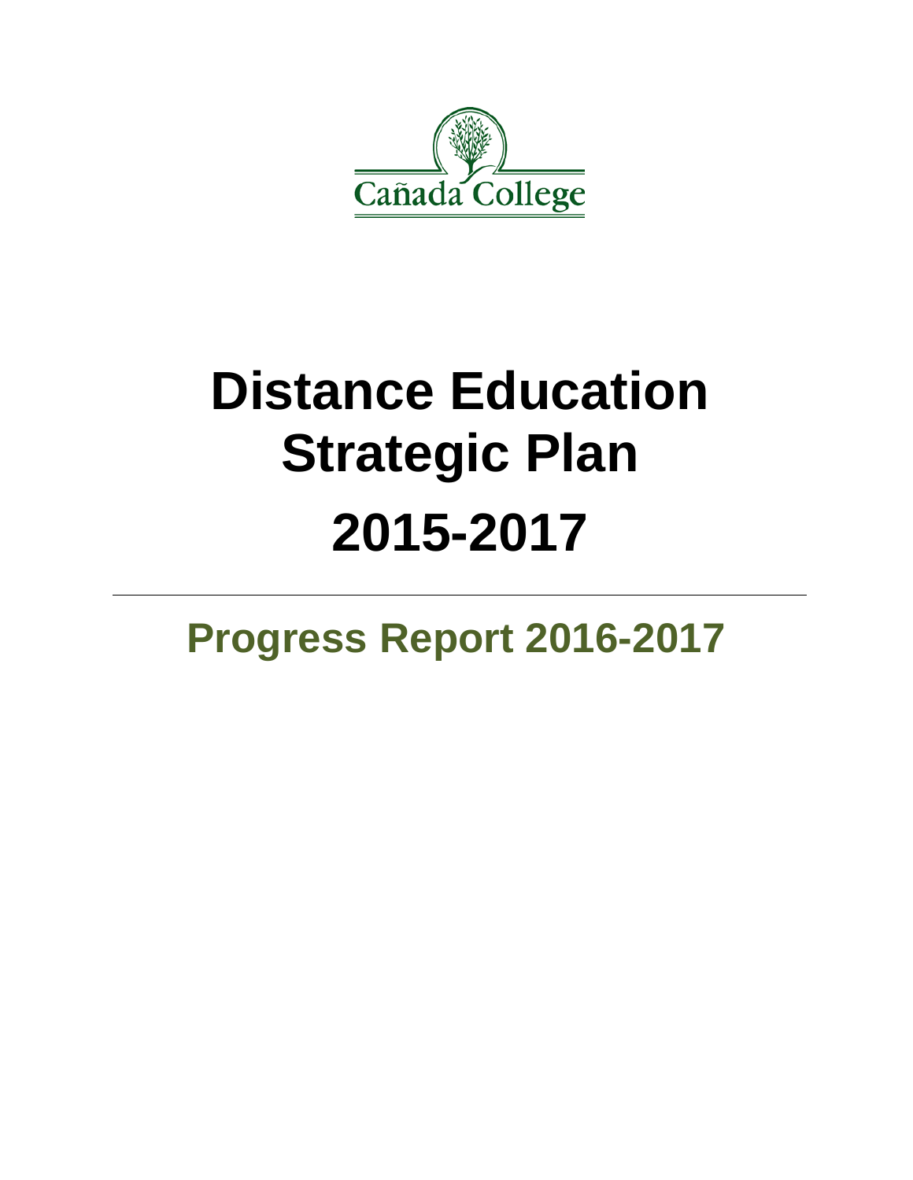Cañada College

# Distance Education Strategic Plan 2015-2017

## Progress Report 2016-2017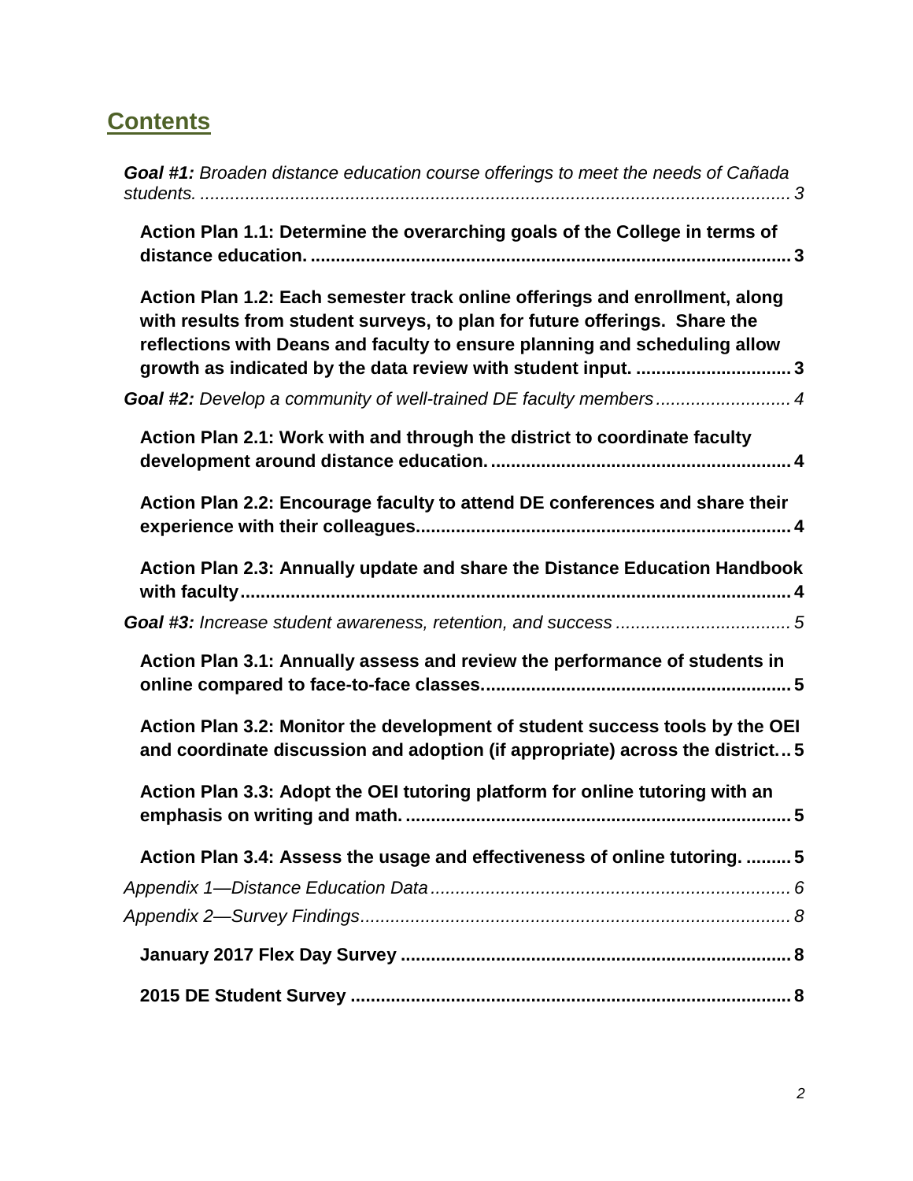## Contents

***Goal #1:*** *Broaden distance education course offerings to meet the needs of Cañada students.* ........ *3*

**Action Plan 1.1: Determine the overarching goals of the College in terms of distance education.** ........ **3**

**Action Plan 1.2: Each semester track online offerings and enrollment, along with results from student surveys, to plan for future offerings. Share the reflections with Deans and faculty to ensure planning and scheduling allow growth as indicated by the data review with student input.** ........ **3**

***Goal #2:*** *Develop a community of well-trained DE faculty members* ........ *4*

**Action Plan 2.1: Work with and through the district to coordinate faculty development around distance education.** ........ **4**

**Action Plan 2.2: Encourage faculty to attend DE conferences and share their experience with their colleagues** ........ **4**

**Action Plan 2.3: Annually update and share the Distance Education Handbook with faculty** ........ **4**

***Goal #3:*** *Increase student awareness, retention, and success* ........ *5*

**Action Plan 3.1: Annually assess and review the performance of students in online compared to face-to-face classes.** ........ **5**

**Action Plan 3.2: Monitor the development of student success tools by the OEI and coordinate discussion and adoption (if appropriate) across the district** ... **5**

**Action Plan 3.3: Adopt the OEI tutoring platform for online tutoring with an emphasis on writing and math.** ........ **5**

**Action Plan 3.4: Assess the usage and effectiveness of online tutoring.** ........ **5**

*Appendix 1—Distance Education Data* ........ *6*

*Appendix 2—Survey Findings* ........ *8*

**January 2017 Flex Day Survey** ........ **8**

**2015 DE Student Survey** ........ **8**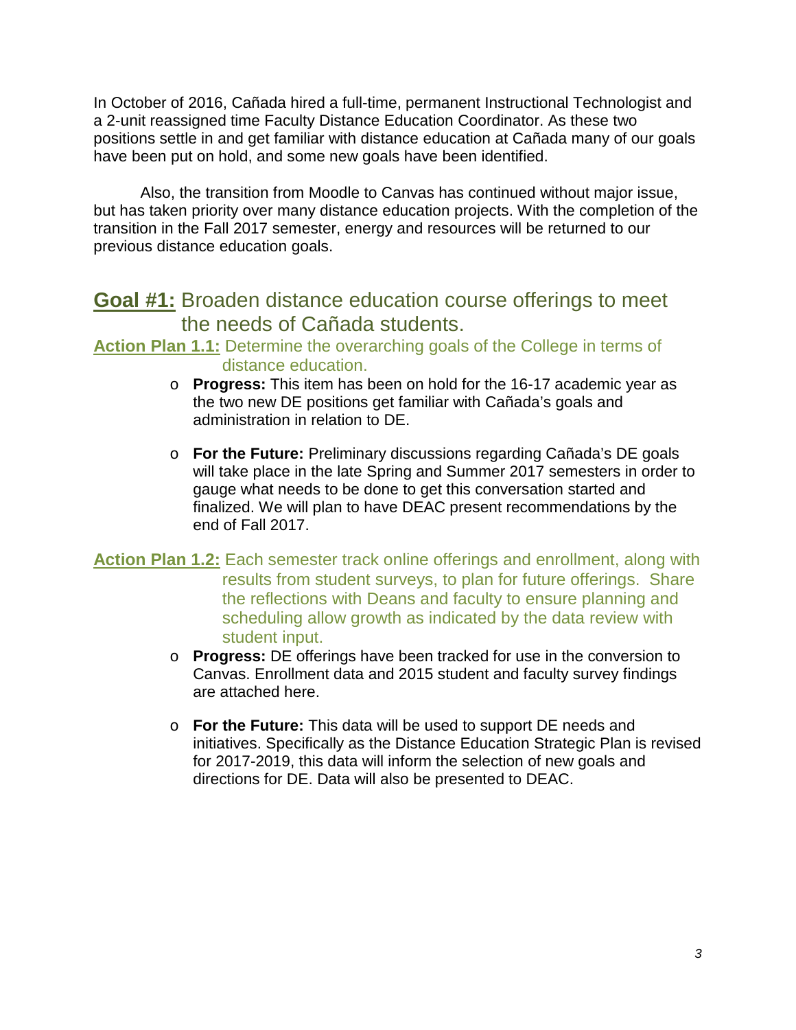In October of 2016, Cañada hired a full-time, permanent Instructional Technologist and a 2-unit reassigned time Faculty Distance Education Coordinator. As these two positions settle in and get familiar with distance education at Cañada many of our goals have been put on hold, and some new goals have been identified.

Also, the transition from Moodle to Canvas has continued without major issue, but has taken priority over many distance education projects. With the completion of the transition in the Fall 2017 semester, energy and resources will be returned to our previous distance education goals.

## **Goal #1:** Broaden distance education course offerings to meet the needs of Cañada students.

**Action Plan 1.1:** Determine the overarching goals of the College in terms of distance education.

- **Progress:** This item has been on hold for the 16-17 academic year as the two new DE positions get familiar with Cañada's goals and administration in relation to DE.

- **For the Future:** Preliminary discussions regarding Cañada's DE goals will take place in the late Spring and Summer 2017 semesters in order to gauge what needs to be done to get this conversation started and finalized. We will plan to have DEAC present recommendations by the end of Fall 2017.

**Action Plan 1.2:** Each semester track online offerings and enrollment, along with results from student surveys, to plan for future offerings. Share the reflections with Deans and faculty to ensure planning and scheduling allow growth as indicated by the data review with student input.

- **Progress:** DE offerings have been tracked for use in the conversion to Canvas. Enrollment data and 2015 student and faculty survey findings are attached here.

- **For the Future:** This data will be used to support DE needs and initiatives. Specifically as the Distance Education Strategic Plan is revised for 2017-2019, this data will inform the selection of new goals and directions for DE. Data will also be presented to DEAC.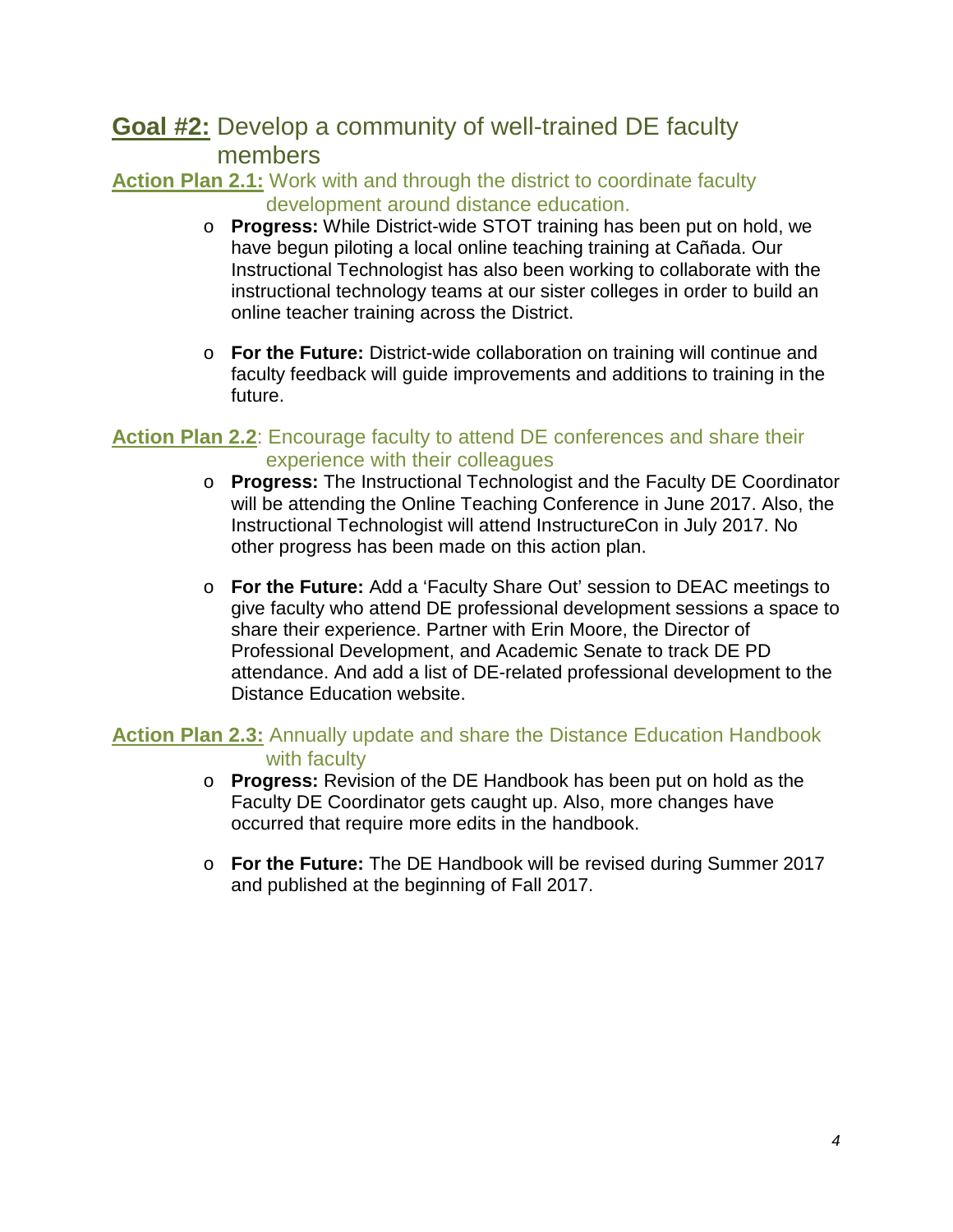## **Goal #2:** Develop a community of well-trained DE faculty members

### **Action Plan 2.1:** Work with and through the district to coordinate faculty development around distance education.

- **Progress:** While District-wide STOT training has been put on hold, we have begun piloting a local online teaching training at Cañada. Our Instructional Technologist has also been working to collaborate with the instructional technology teams at our sister colleges in order to build an online teacher training across the District.

- **For the Future:** District-wide collaboration on training will continue and faculty feedback will guide improvements and additions to training in the future.

### **Action Plan 2.2**: Encourage faculty to attend DE conferences and share their experience with their colleagues

- **Progress:** The Instructional Technologist and the Faculty DE Coordinator will be attending the Online Teaching Conference in June 2017. Also, the Instructional Technologist will attend InstructureCon in July 2017. No other progress has been made on this action plan.

- **For the Future:** Add a 'Faculty Share Out' session to DEAC meetings to give faculty who attend DE professional development sessions a space to share their experience. Partner with Erin Moore, the Director of Professional Development, and Academic Senate to track DE PD attendance. And add a list of DE-related professional development to the Distance Education website.

### **Action Plan 2.3:** Annually update and share the Distance Education Handbook with faculty

- **Progress:** Revision of the DE Handbook has been put on hold as the Faculty DE Coordinator gets caught up. Also, more changes have occurred that require more edits in the handbook.

- **For the Future:** The DE Handbook will be revised during Summer 2017 and published at the beginning of Fall 2017.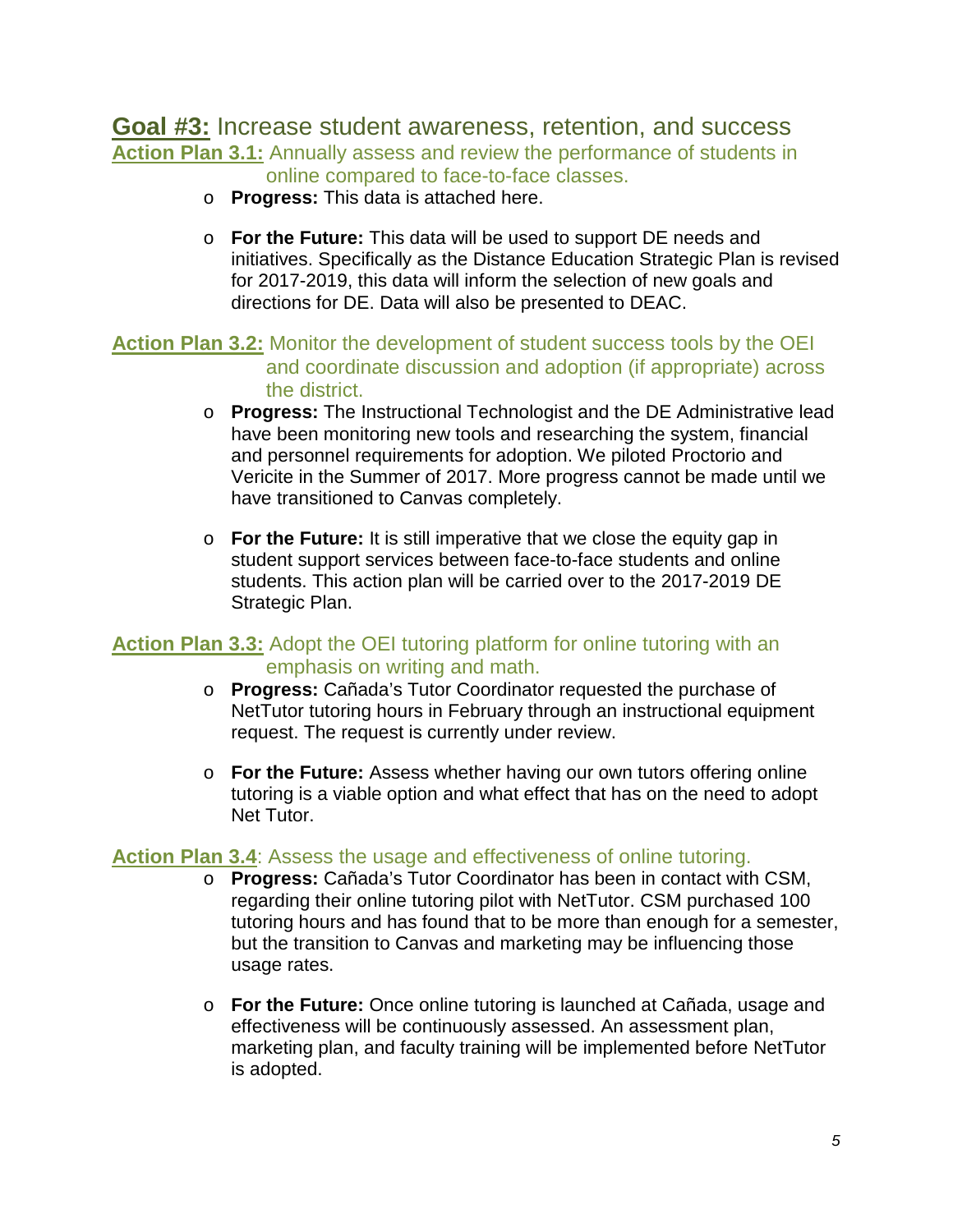## **Goal #3:** Increase student awareness, retention, and success

### **Action Plan 3.1:** Annually assess and review the performance of students in online compared to face-to-face classes.

- **Progress:** This data is attached here.
- **For the Future:** This data will be used to support DE needs and initiatives. Specifically as the Distance Education Strategic Plan is revised for 2017-2019, this data will inform the selection of new goals and directions for DE. Data will also be presented to DEAC.

### **Action Plan 3.2:** Monitor the development of student success tools by the OEI and coordinate discussion and adoption (if appropriate) across the district.

- **Progress:** The Instructional Technologist and the DE Administrative lead have been monitoring new tools and researching the system, financial and personnel requirements for adoption. We piloted Proctorio and Vericite in the Summer of 2017. More progress cannot be made until we have transitioned to Canvas completely.
- **For the Future:** It is still imperative that we close the equity gap in student support services between face-to-face students and online students. This action plan will be carried over to the 2017-2019 DE Strategic Plan.

### **Action Plan 3.3:** Adopt the OEI tutoring platform for online tutoring with an emphasis on writing and math.

- **Progress:** Cañada's Tutor Coordinator requested the purchase of NetTutor tutoring hours in February through an instructional equipment request. The request is currently under review.
- **For the Future:** Assess whether having our own tutors offering online tutoring is a viable option and what effect that has on the need to adopt Net Tutor.

### **Action Plan 3.4**: Assess the usage and effectiveness of online tutoring.

- **Progress:** Cañada's Tutor Coordinator has been in contact with CSM, regarding their online tutoring pilot with NetTutor. CSM purchased 100 tutoring hours and has found that to be more than enough for a semester, but the transition to Canvas and marketing may be influencing those usage rates.
- **For the Future:** Once online tutoring is launched at Cañada, usage and effectiveness will be continuously assessed. An assessment plan, marketing plan, and faculty training will be implemented before NetTutor is adopted.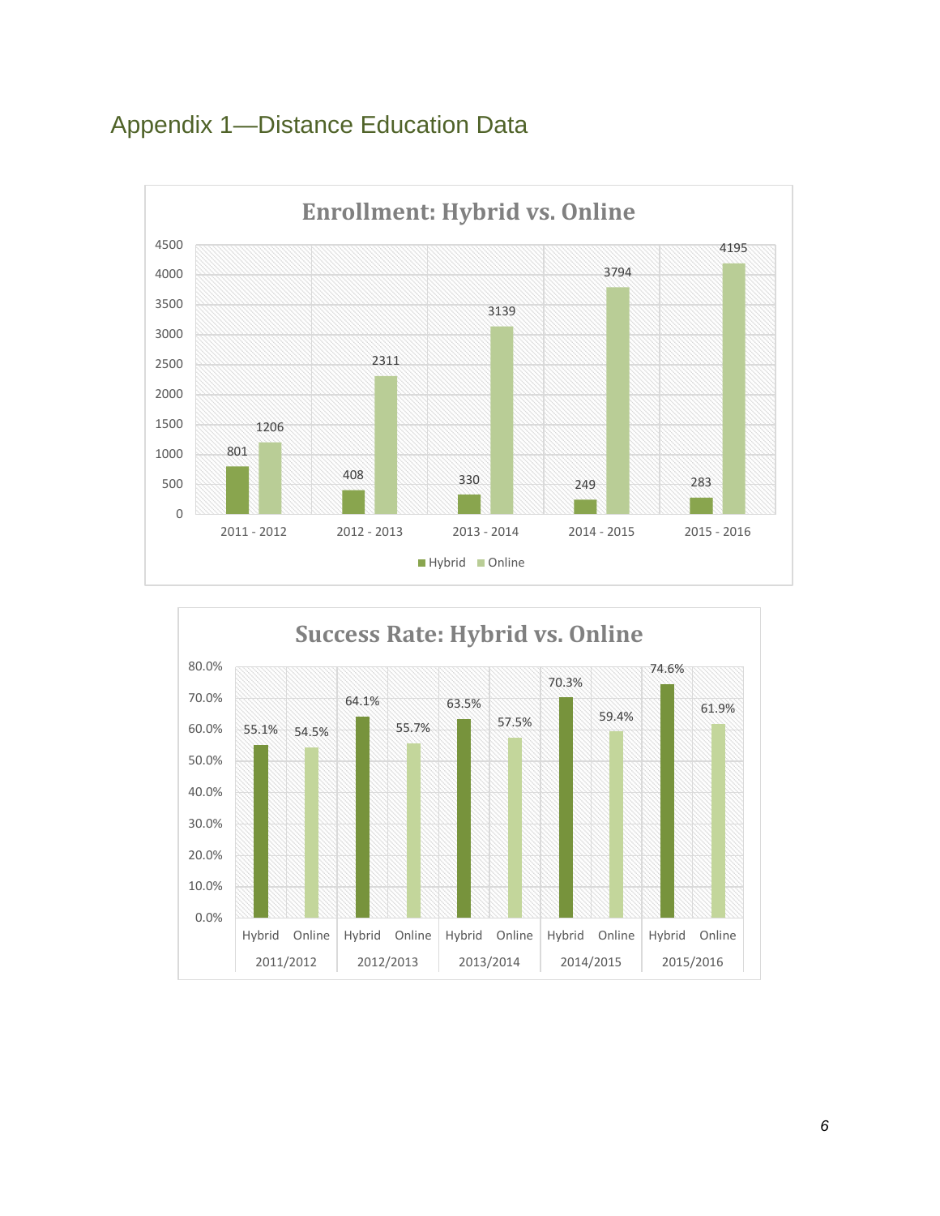# Appendix 1—Distance Education Data

**Enrollment: Hybrid vs. Online**

| Year | Hybrid | Online |
|---|---|---|
| 2011 - 2012 | 801 | 1206 |
| 2012 - 2013 | 408 | 2311 |
| 2013 - 2014 | 330 | 3139 |
| 2014 - 2015 | 249 | 3794 |
| 2015 - 2016 | 283 | 4195 |

**Success Rate: Hybrid vs. Online**

| Year | Hybrid | Online |
|---|---|---|
| 2011/2012 | 55.1% | 54.5% |
| 2012/2013 | 64.1% | 55.7% |
| 2013/2014 | 63.5% | 57.5% |
| 2014/2015 | 70.3% | 59.4% |
| 2015/2016 | 74.6% | 61.9% |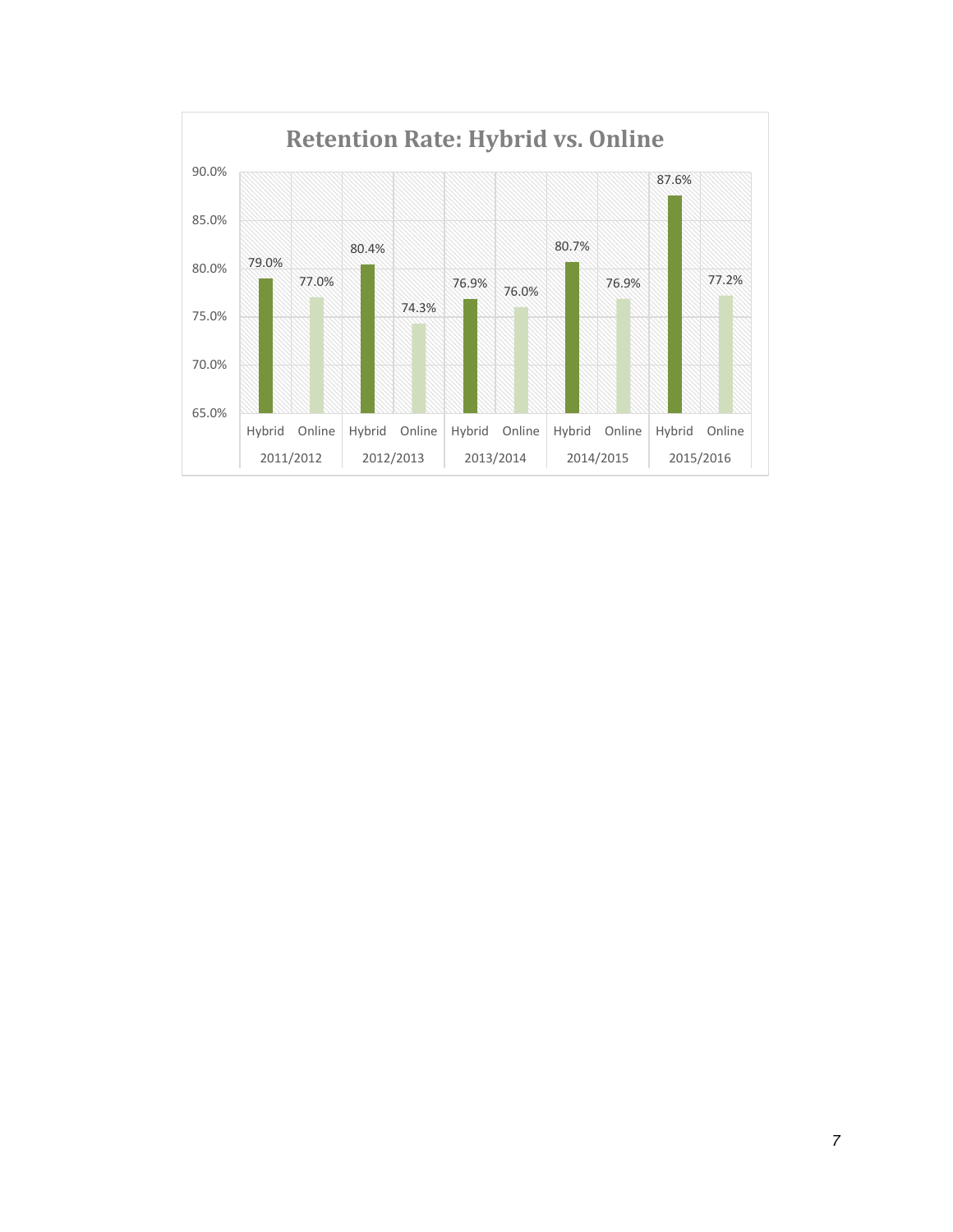**Retention Rate: Hybrid vs. Online**

| Year | Hybrid | Online |
|---|---|---|
| 2011/2012 | 79.0% | 77.0% |
| 2012/2013 | 80.4% | 74.3% |
| 2013/2014 | 76.9% | 76.0% |
| 2014/2015 | 80.7% | 76.9% |
| 2015/2016 | 87.6% | 77.2% |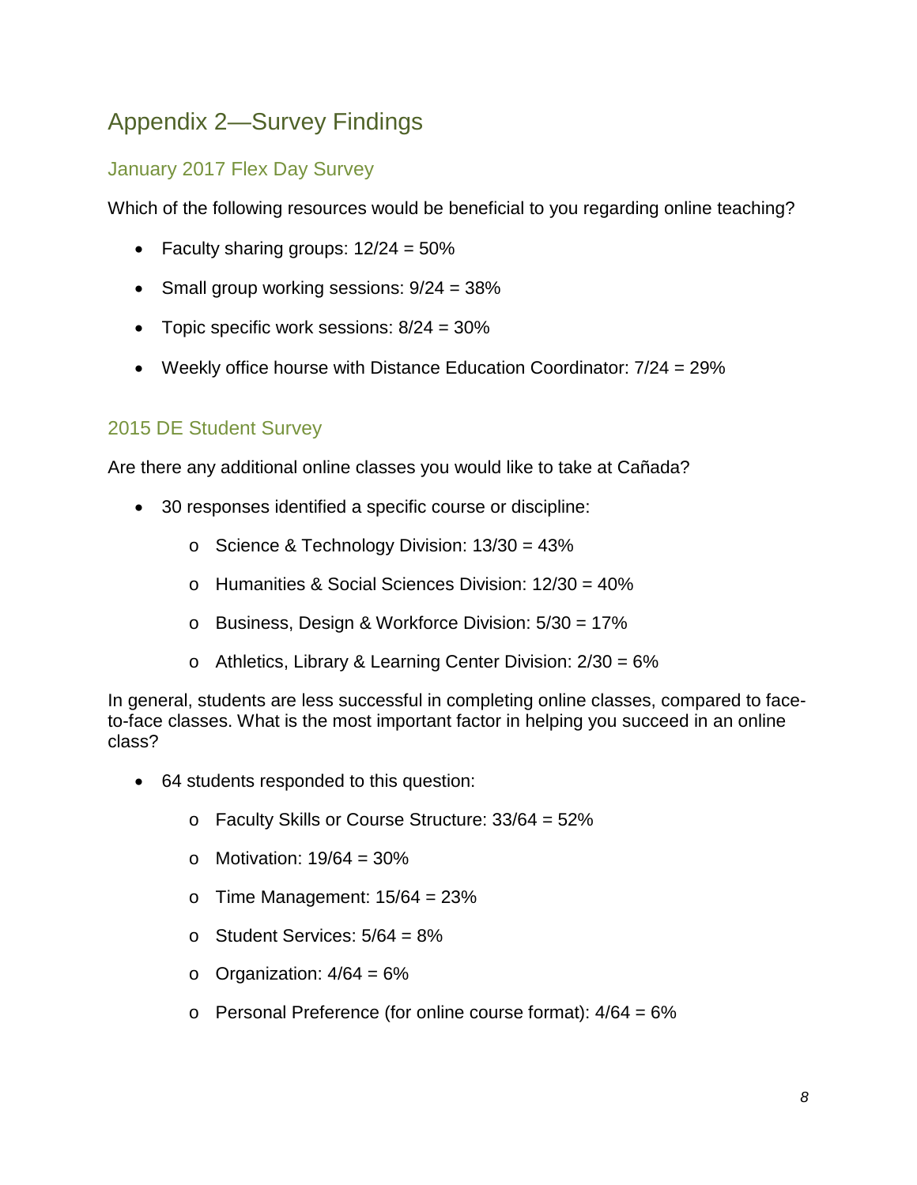# Appendix 2—Survey Findings

## January 2017 Flex Day Survey

Which of the following resources would be beneficial to you regarding online teaching?

- Faculty sharing groups: 12/24 = 50%
- Small group working sessions: 9/24 = 38%
- Topic specific work sessions: 8/24 = 30%
- Weekly office hourse with Distance Education Coordinator: 7/24 = 29%

## 2015 DE Student Survey

Are there any additional online classes you would like to take at Cañada?

- 30 responses identified a specific course or discipline:
  - Science & Technology Division: 13/30 = 43%
  - Humanities & Social Sciences Division: 12/30 = 40%
  - Business, Design & Workforce Division: 5/30 = 17%
  - Athletics, Library & Learning Center Division: 2/30 = 6%

In general, students are less successful in completing online classes, compared to face-to-face classes. What is the most important factor in helping you succeed in an online class?

- 64 students responded to this question:
  - Faculty Skills or Course Structure: 33/64 = 52%
  - Motivation: 19/64 = 30%
  - Time Management: 15/64 = 23%
  - Student Services: 5/64 = 8%
  - Organization: 4/64 = 6%
  - Personal Preference (for online course format): 4/64 = 6%